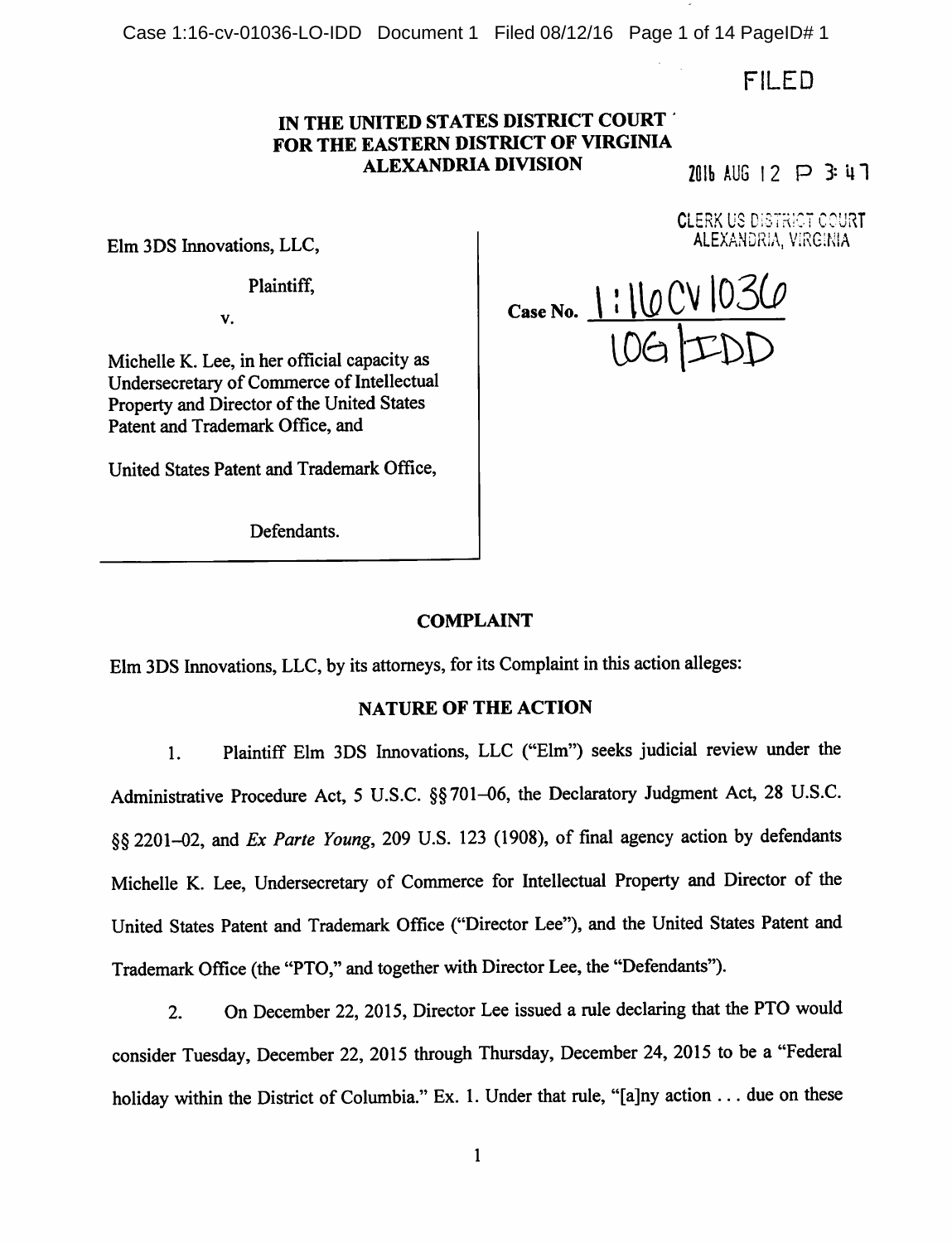FILED

**IN THE UNITED STATES DISTRICT COURT**
**FOR THE EASTERN DISTRICT OF VIRGINIA**
**ALEXANDRIA DIVISION**

2016 AUG 12 P 3:47

CLERK US DISTRICT COURT
ALEXANDRIA, VIRGINIA

Elm 3DS Innovations, LLC,

Plaintiff,

v.

Michelle K. Lee, in her official capacity as Undersecretary of Commerce of Intellectual Property and Director of the United States Patent and Trademark Office, and

United States Patent and Trademark Office,

Defendants.

**Case No.** 1:16CV1036
LOG/IDD

## COMPLAINT

Elm 3DS Innovations, LLC, by its attorneys, for its Complaint in this action alleges:

## NATURE OF THE ACTION

1. Plaintiff Elm 3DS Innovations, LLC ("Elm") seeks judicial review under the Administrative Procedure Act, 5 U.S.C. §§ 701–06, the Declaratory Judgment Act, 28 U.S.C. §§ 2201–02, and *Ex Parte Young*, 209 U.S. 123 (1908), of final agency action by defendants Michelle K. Lee, Undersecretary of Commerce for Intellectual Property and Director of the United States Patent and Trademark Office ("Director Lee"), and the United States Patent and Trademark Office (the "PTO," and together with Director Lee, the "Defendants").

2. On December 22, 2015, Director Lee issued a rule declaring that the PTO would consider Tuesday, December 22, 2015 through Thursday, December 24, 2015 to be a "Federal holiday within the District of Columbia." Ex. 1. Under that rule, "[a]ny action . . . due on these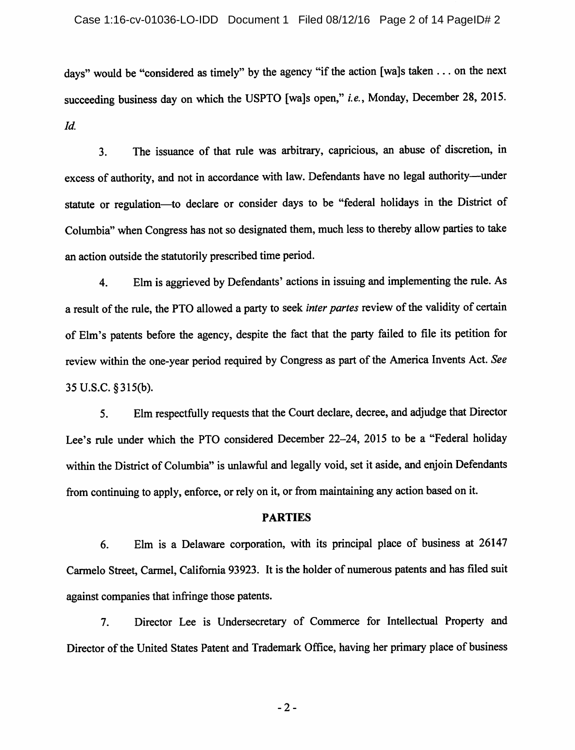days" would be "considered as timely" by the agency "if the action [wa]s taken . . . on the next succeeding business day on which the USPTO [wa]s open," *i.e.*, Monday, December 28, 2015. *Id.*

3. The issuance of that rule was arbitrary, capricious, an abuse of discretion, in excess of authority, and not in accordance with law. Defendants have no legal authority—under statute or regulation—to declare or consider days to be "federal holidays in the District of Columbia" when Congress has not so designated them, much less to thereby allow parties to take an action outside the statutorily prescribed time period.

4. Elm is aggrieved by Defendants' actions in issuing and implementing the rule. As a result of the rule, the PTO allowed a party to seek *inter partes* review of the validity of certain of Elm's patents before the agency, despite the fact that the party failed to file its petition for review within the one-year period required by Congress as part of the America Invents Act. *See* 35 U.S.C. § 315(b).

5. Elm respectfully requests that the Court declare, decree, and adjudge that Director Lee's rule under which the PTO considered December 22–24, 2015 to be a "Federal holiday within the District of Columbia" is unlawful and legally void, set it aside, and enjoin Defendants from continuing to apply, enforce, or rely on it, or from maintaining any action based on it.

## PARTIES

6. Elm is a Delaware corporation, with its principal place of business at 26147 Carmelo Street, Carmel, California 93923. It is the holder of numerous patents and has filed suit against companies that infringe those patents.

7. Director Lee is Undersecretary of Commerce for Intellectual Property and Director of the United States Patent and Trademark Office, having her primary place of business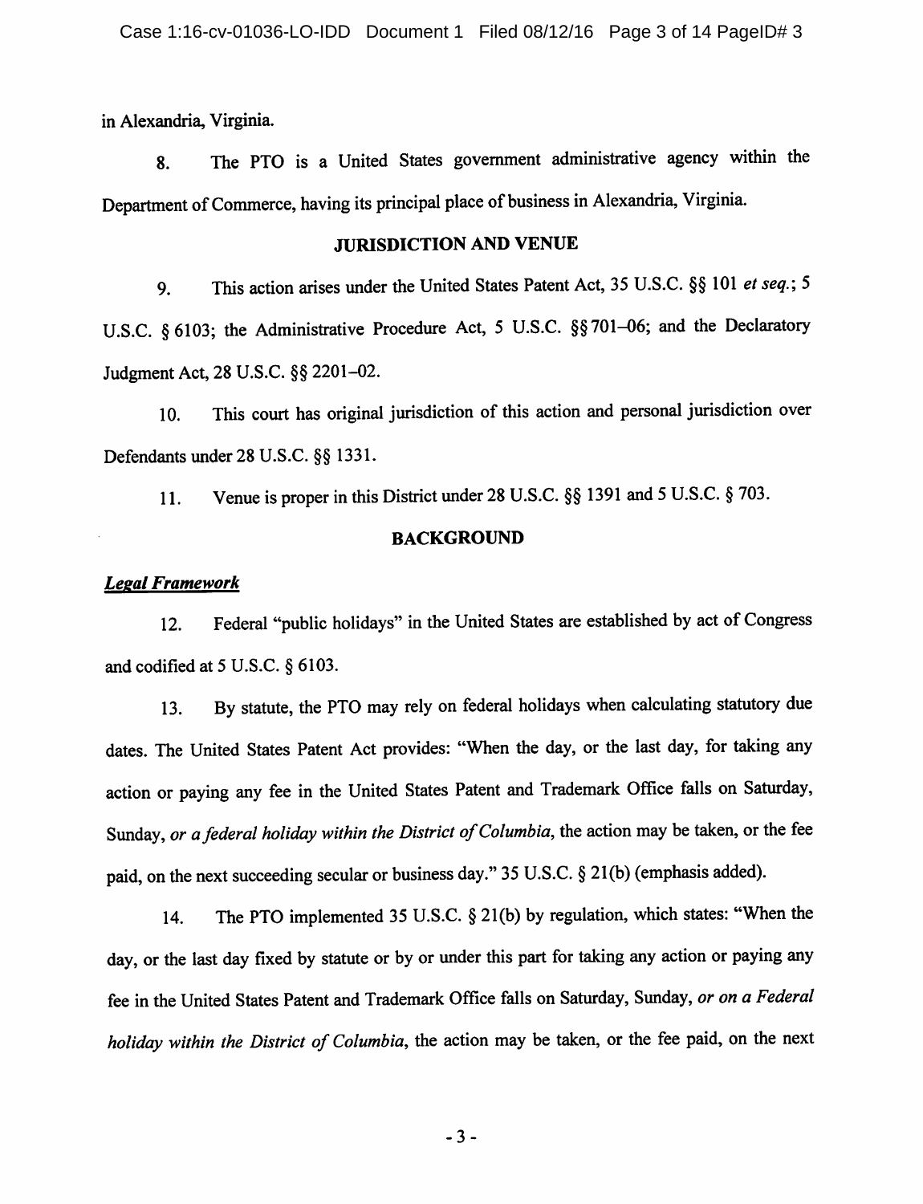in Alexandria, Virginia.

8. The PTO is a United States government administrative agency within the Department of Commerce, having its principal place of business in Alexandria, Virginia.

## JURISDICTION AND VENUE

9. This action arises under the United States Patent Act, 35 U.S.C. §§ 101 *et seq.*; 5 U.S.C. § 6103; the Administrative Procedure Act, 5 U.S.C. §§ 701–06; and the Declaratory Judgment Act, 28 U.S.C. §§ 2201–02.

10. This court has original jurisdiction of this action and personal jurisdiction over Defendants under 28 U.S.C. §§ 1331.

11. Venue is proper in this District under 28 U.S.C. §§ 1391 and 5 U.S.C. § 703.

## BACKGROUND

***Legal Framework***

12. Federal "public holidays" in the United States are established by act of Congress and codified at 5 U.S.C. § 6103.

13. By statute, the PTO may rely on federal holidays when calculating statutory due dates. The United States Patent Act provides: "When the day, or the last day, for taking any action or paying any fee in the United States Patent and Trademark Office falls on Saturday, Sunday, *or a federal holiday within the District of Columbia*, the action may be taken, or the fee paid, on the next succeeding secular or business day." 35 U.S.C. § 21(b) (emphasis added).

14. The PTO implemented 35 U.S.C. § 21(b) by regulation, which states: "When the day, or the last day fixed by statute or by or under this part for taking any action or paying any fee in the United States Patent and Trademark Office falls on Saturday, Sunday, *or on a Federal holiday within the District of Columbia*, the action may be taken, or the fee paid, on the next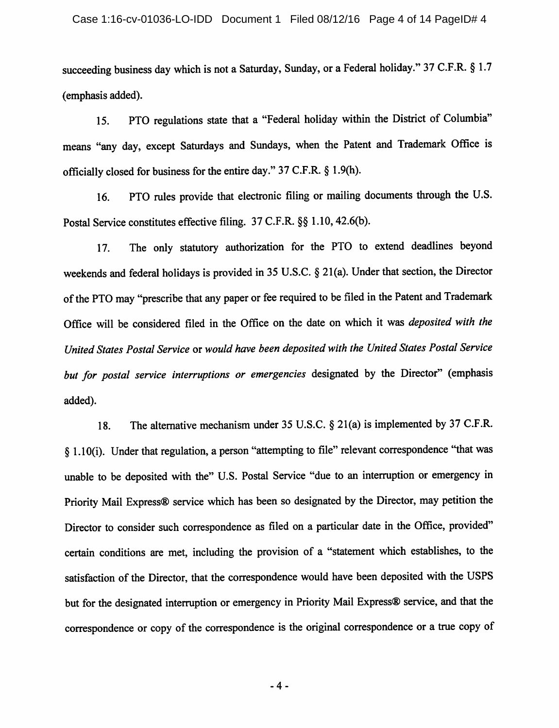succeeding business day which is not a Saturday, Sunday, or a Federal holiday." 37 C.F.R. § 1.7 (emphasis added).

15. PTO regulations state that a "Federal holiday within the District of Columbia" means "any day, except Saturdays and Sundays, when the Patent and Trademark Office is officially closed for business for the entire day." 37 C.F.R. § 1.9(h).

16. PTO rules provide that electronic filing or mailing documents through the U.S. Postal Service constitutes effective filing. 37 C.F.R. §§ 1.10, 42.6(b).

17. The only statutory authorization for the PTO to extend deadlines beyond weekends and federal holidays is provided in 35 U.S.C. § 21(a). Under that section, the Director of the PTO may "prescribe that any paper or fee required to be filed in the Patent and Trademark Office will be considered filed in the Office on the date on which it was *deposited with the United States Postal Service* or *would have been deposited with the United States Postal Service but for postal service interruptions or emergencies* designated by the Director" (emphasis added).

18. The alternative mechanism under 35 U.S.C. § 21(a) is implemented by 37 C.F.R. § 1.10(i). Under that regulation, a person "attempting to file" relevant correspondence "that was unable to be deposited with the" U.S. Postal Service "due to an interruption or emergency in Priority Mail Express® service which has been so designated by the Director, may petition the Director to consider such correspondence as filed on a particular date in the Office, provided" certain conditions are met, including the provision of a "statement which establishes, to the satisfaction of the Director, that the correspondence would have been deposited with the USPS but for the designated interruption or emergency in Priority Mail Express® service, and that the correspondence or copy of the correspondence is the original correspondence or a true copy of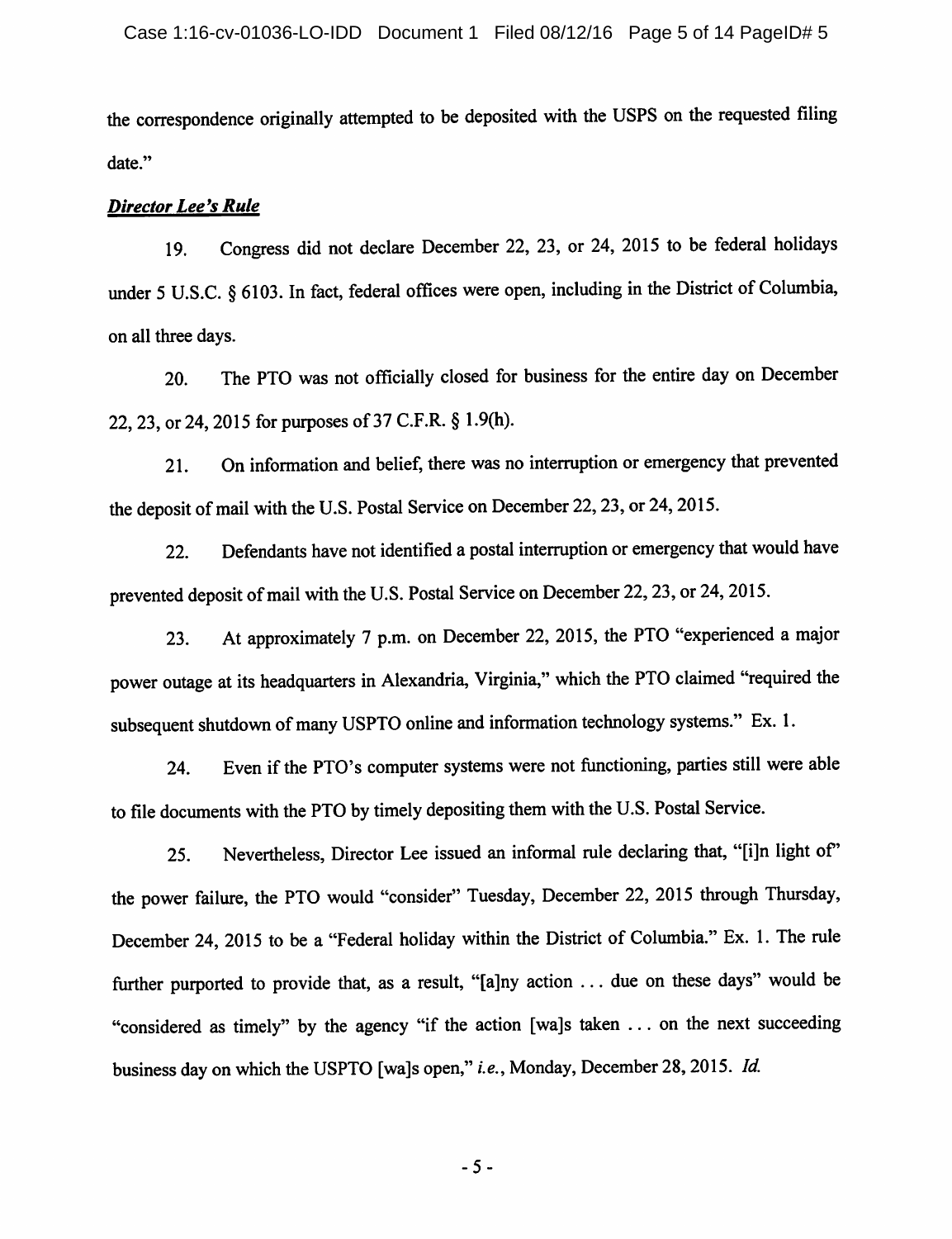the correspondence originally attempted to be deposited with the USPS on the requested filing date."

***Director Lee's Rule***

19. Congress did not declare December 22, 23, or 24, 2015 to be federal holidays under 5 U.S.C. § 6103. In fact, federal offices were open, including in the District of Columbia, on all three days.

20. The PTO was not officially closed for business for the entire day on December 22, 23, or 24, 2015 for purposes of 37 C.F.R. § 1.9(h).

21. On information and belief, there was no interruption or emergency that prevented the deposit of mail with the U.S. Postal Service on December 22, 23, or 24, 2015.

22. Defendants have not identified a postal interruption or emergency that would have prevented deposit of mail with the U.S. Postal Service on December 22, 23, or 24, 2015.

23. At approximately 7 p.m. on December 22, 2015, the PTO "experienced a major power outage at its headquarters in Alexandria, Virginia," which the PTO claimed "required the subsequent shutdown of many USPTO online and information technology systems." Ex. 1.

24. Even if the PTO's computer systems were not functioning, parties still were able to file documents with the PTO by timely depositing them with the U.S. Postal Service.

25. Nevertheless, Director Lee issued an informal rule declaring that, "[i]n light of" the power failure, the PTO would "consider" Tuesday, December 22, 2015 through Thursday, December 24, 2015 to be a "Federal holiday within the District of Columbia." Ex. 1. The rule further purported to provide that, as a result, "[a]ny action . . . due on these days" would be "considered as timely" by the agency "if the action [wa]s taken . . . on the next succeeding business day on which the USPTO [wa]s open," *i.e.*, Monday, December 28, 2015. *Id.*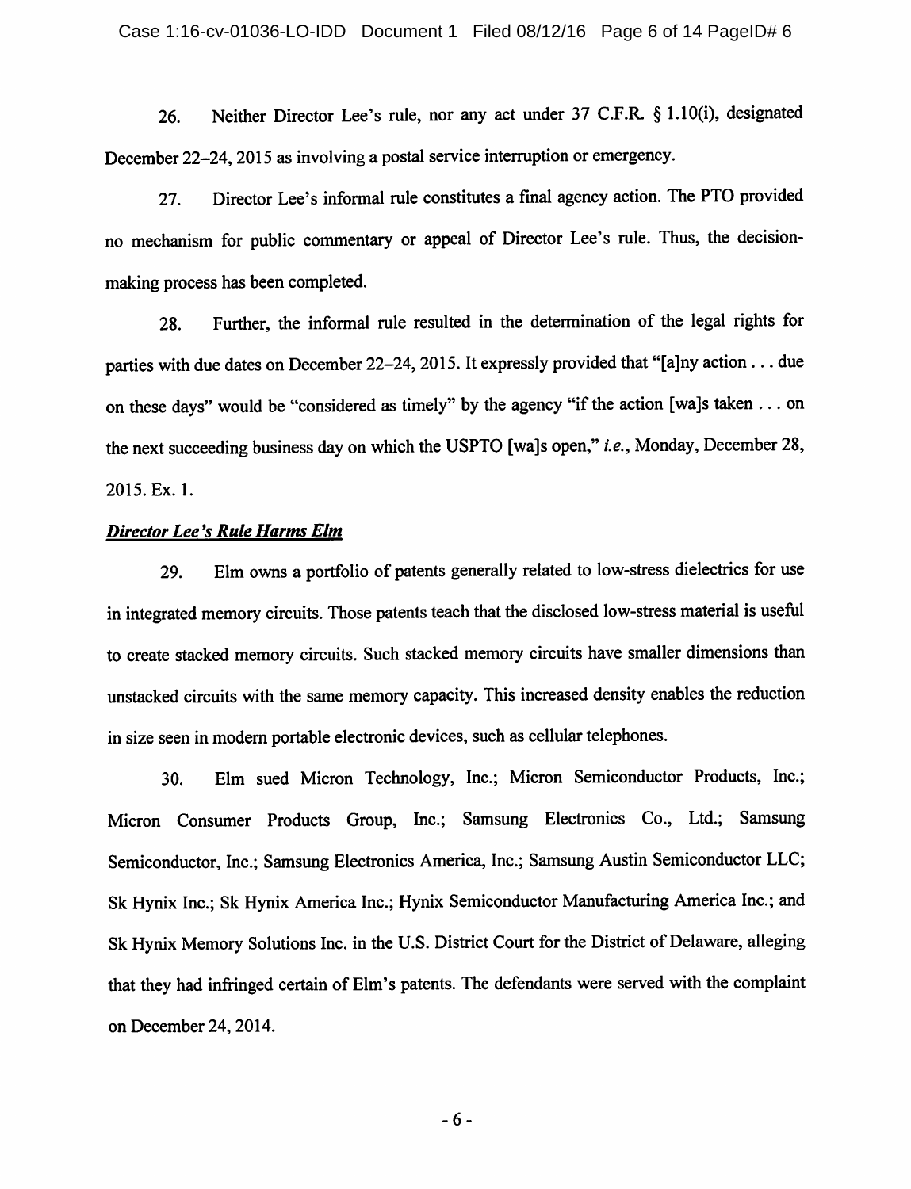26. Neither Director Lee's rule, nor any act under 37 C.F.R. § 1.10(i), designated December 22–24, 2015 as involving a postal service interruption or emergency.

27. Director Lee's informal rule constitutes a final agency action. The PTO provided no mechanism for public commentary or appeal of Director Lee's rule. Thus, the decision-making process has been completed.

28. Further, the informal rule resulted in the determination of the legal rights for parties with due dates on December 22–24, 2015. It expressly provided that "[a]ny action . . . due on these days" would be "considered as timely" by the agency "if the action [wa]s taken . . . on the next succeeding business day on which the USPTO [wa]s open," *i.e.*, Monday, December 28, 2015. Ex. 1.

***Director Lee's Rule Harms Elm***

29. Elm owns a portfolio of patents generally related to low-stress dielectrics for use in integrated memory circuits. Those patents teach that the disclosed low-stress material is useful to create stacked memory circuits. Such stacked memory circuits have smaller dimensions than unstacked circuits with the same memory capacity. This increased density enables the reduction in size seen in modern portable electronic devices, such as cellular telephones.

30. Elm sued Micron Technology, Inc.; Micron Semiconductor Products, Inc.; Micron Consumer Products Group, Inc.; Samsung Electronics Co., Ltd.; Samsung Semiconductor, Inc.; Samsung Electronics America, Inc.; Samsung Austin Semiconductor LLC; Sk Hynix Inc.; Sk Hynix America Inc.; Hynix Semiconductor Manufacturing America Inc.; and Sk Hynix Memory Solutions Inc. in the U.S. District Court for the District of Delaware, alleging that they had infringed certain of Elm's patents. The defendants were served with the complaint on December 24, 2014.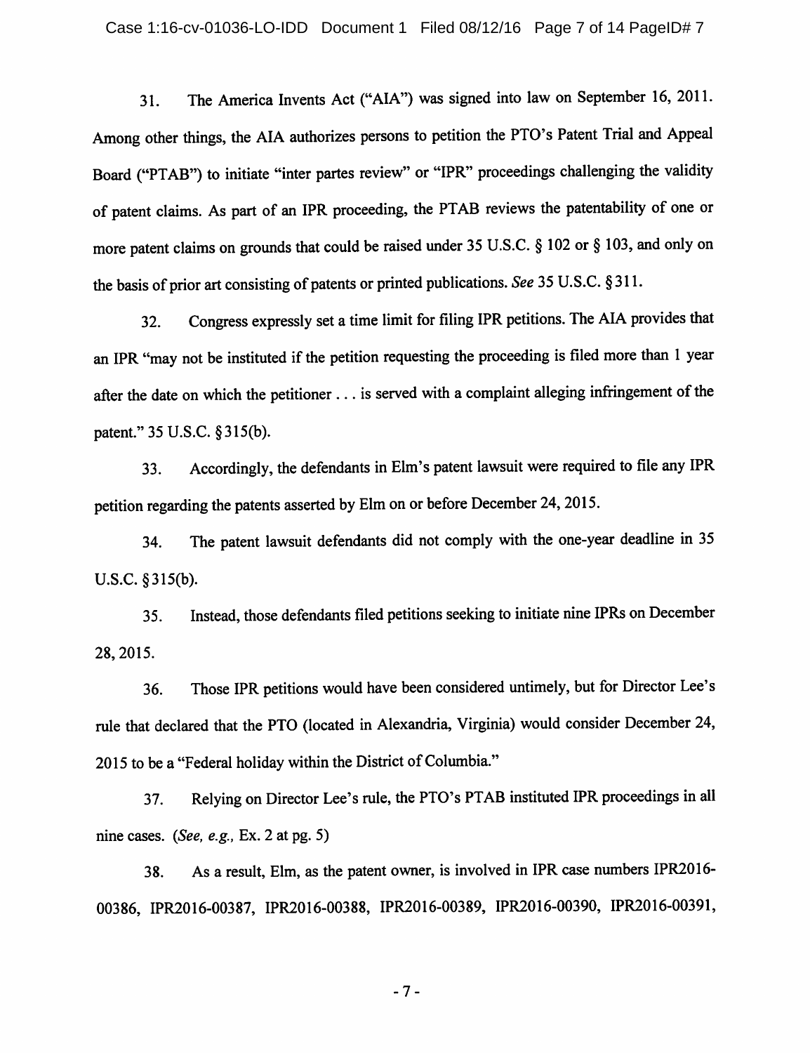31. The America Invents Act ("AIA") was signed into law on September 16, 2011. Among other things, the AIA authorizes persons to petition the PTO's Patent Trial and Appeal Board ("PTAB") to initiate "inter partes review" or "IPR" proceedings challenging the validity of patent claims. As part of an IPR proceeding, the PTAB reviews the patentability of one or more patent claims on grounds that could be raised under 35 U.S.C. § 102 or § 103, and only on the basis of prior art consisting of patents or printed publications. *See* 35 U.S.C. § 311.

32. Congress expressly set a time limit for filing IPR petitions. The AIA provides that an IPR "may not be instituted if the petition requesting the proceeding is filed more than 1 year after the date on which the petitioner . . . is served with a complaint alleging infringement of the patent." 35 U.S.C. § 315(b).

33. Accordingly, the defendants in Elm's patent lawsuit were required to file any IPR petition regarding the patents asserted by Elm on or before December 24, 2015.

34. The patent lawsuit defendants did not comply with the one-year deadline in 35 U.S.C. § 315(b).

35. Instead, those defendants filed petitions seeking to initiate nine IPRs on December 28, 2015.

36. Those IPR petitions would have been considered untimely, but for Director Lee's rule that declared that the PTO (located in Alexandria, Virginia) would consider December 24, 2015 to be a "Federal holiday within the District of Columbia."

37. Relying on Director Lee's rule, the PTO's PTAB instituted IPR proceedings in all nine cases. (*See, e.g.,* Ex. 2 at pg. 5)

38. As a result, Elm, as the patent owner, is involved in IPR case numbers IPR2016-00386, IPR2016-00387, IPR2016-00388, IPR2016-00389, IPR2016-00390, IPR2016-00391,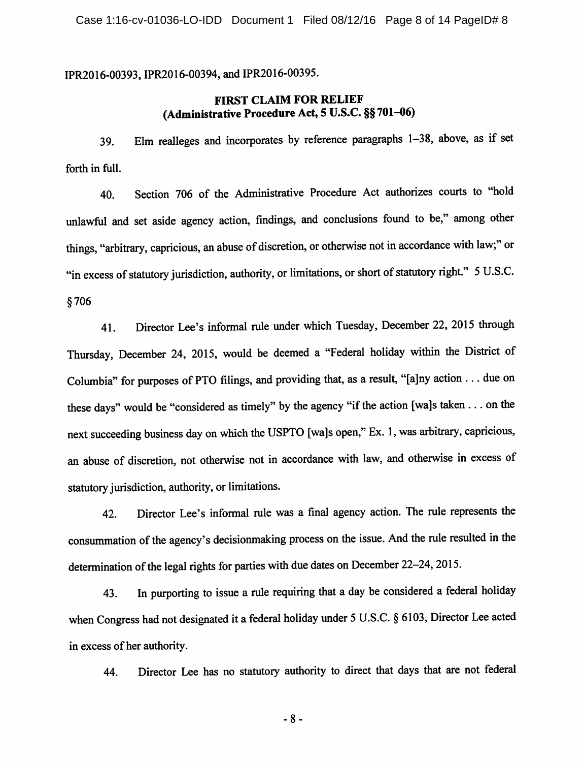IPR2016-00393, IPR2016-00394, and IPR2016-00395.

**FIRST CLAIM FOR RELIEF**
**(Administrative Procedure Act, 5 U.S.C. §§ 701–06)**

39. Elm realleges and incorporates by reference paragraphs 1–38, above, as if set forth in full.

40. Section 706 of the Administrative Procedure Act authorizes courts to "hold unlawful and set aside agency action, findings, and conclusions found to be," among other things, "arbitrary, capricious, an abuse of discretion, or otherwise not in accordance with law;" or "in excess of statutory jurisdiction, authority, or limitations, or short of statutory right." 5 U.S.C. § 706

41. Director Lee's informal rule under which Tuesday, December 22, 2015 through Thursday, December 24, 2015, would be deemed a "Federal holiday within the District of Columbia" for purposes of PTO filings, and providing that, as a result, "[a]ny action . . . due on these days" would be "considered as timely" by the agency "if the action [wa]s taken . . . on the next succeeding business day on which the USPTO [wa]s open," Ex. 1, was arbitrary, capricious, an abuse of discretion, not otherwise not in accordance with law, and otherwise in excess of statutory jurisdiction, authority, or limitations.

42. Director Lee's informal rule was a final agency action. The rule represents the consummation of the agency's decisionmaking process on the issue. And the rule resulted in the determination of the legal rights for parties with due dates on December 22–24, 2015.

43. In purporting to issue a rule requiring that a day be considered a federal holiday when Congress had not designated it a federal holiday under 5 U.S.C. § 6103, Director Lee acted in excess of her authority.

44. Director Lee has no statutory authority to direct that days that are not federal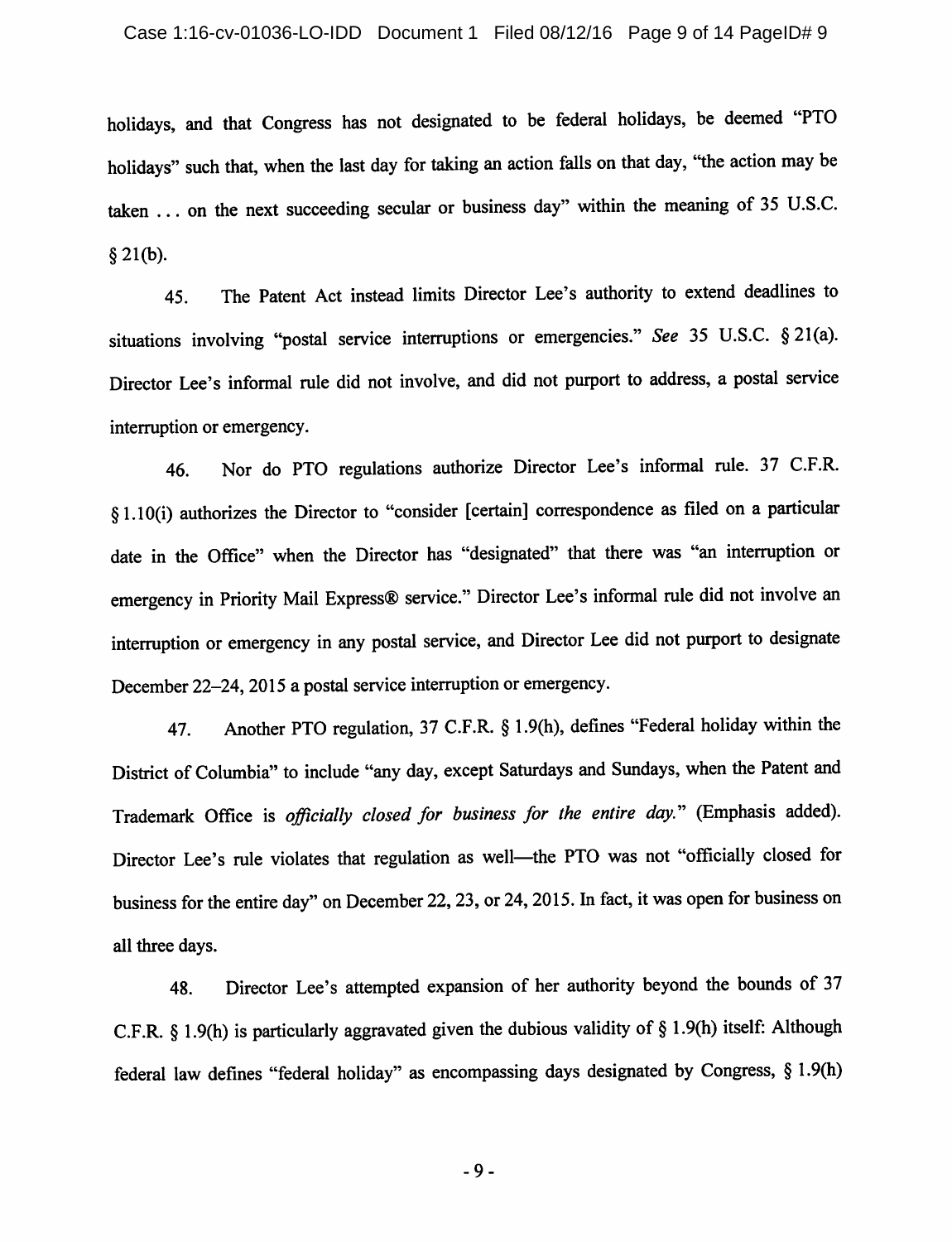holidays, and that Congress has not designated to be federal holidays, be deemed "PTO holidays" such that, when the last day for taking an action falls on that day, "the action may be taken . . . on the next succeeding secular or business day" within the meaning of 35 U.S.C. § 21(b).

45. The Patent Act instead limits Director Lee's authority to extend deadlines to situations involving "postal service interruptions or emergencies." *See* 35 U.S.C. § 21(a). Director Lee's informal rule did not involve, and did not purport to address, a postal service interruption or emergency.

46. Nor do PTO regulations authorize Director Lee's informal rule. 37 C.F.R. § 1.10(i) authorizes the Director to "consider [certain] correspondence as filed on a particular date in the Office" when the Director has "designated" that there was "an interruption or emergency in Priority Mail Express® service." Director Lee's informal rule did not involve an interruption or emergency in any postal service, and Director Lee did not purport to designate December 22–24, 2015 a postal service interruption or emergency.

47. Another PTO regulation, 37 C.F.R. § 1.9(h), defines "Federal holiday within the District of Columbia" to include "any day, except Saturdays and Sundays, when the Patent and Trademark Office is *officially closed for business for the entire day.*" (Emphasis added). Director Lee's rule violates that regulation as well—the PTO was not "officially closed for business for the entire day" on December 22, 23, or 24, 2015. In fact, it was open for business on all three days.

48. Director Lee's attempted expansion of her authority beyond the bounds of 37 C.F.R. § 1.9(h) is particularly aggravated given the dubious validity of § 1.9(h) itself: Although federal law defines "federal holiday" as encompassing days designated by Congress, § 1.9(h)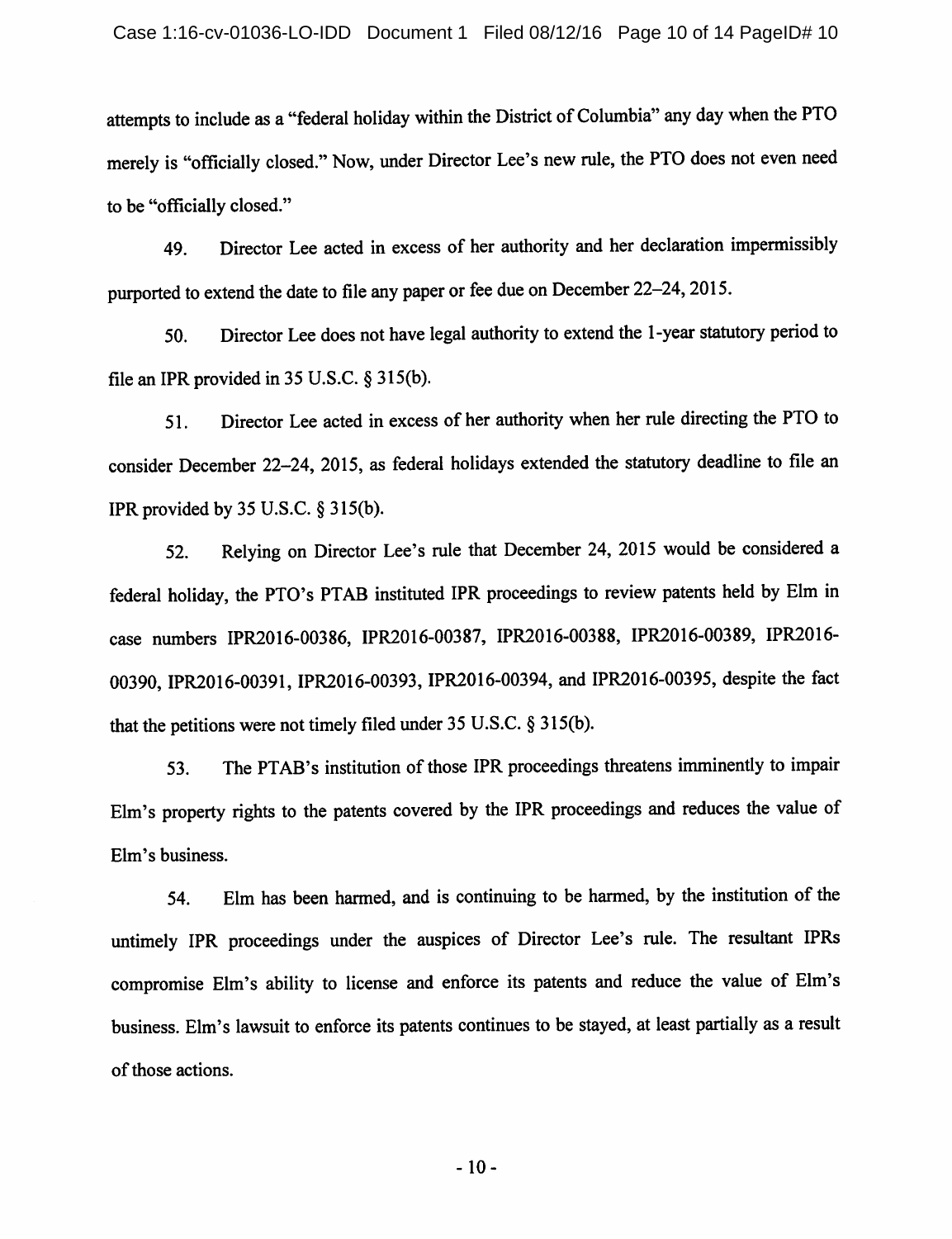attempts to include as a "federal holiday within the District of Columbia" any day when the PTO merely is "officially closed." Now, under Director Lee's new rule, the PTO does not even need to be "officially closed."

49. Director Lee acted in excess of her authority and her declaration impermissibly purported to extend the date to file any paper or fee due on December 22–24, 2015.

50. Director Lee does not have legal authority to extend the 1-year statutory period to file an IPR provided in 35 U.S.C. § 315(b).

51. Director Lee acted in excess of her authority when her rule directing the PTO to consider December 22–24, 2015, as federal holidays extended the statutory deadline to file an IPR provided by 35 U.S.C. § 315(b).

52. Relying on Director Lee's rule that December 24, 2015 would be considered a federal holiday, the PTO's PTAB instituted IPR proceedings to review patents held by Elm in case numbers IPR2016-00386, IPR2016-00387, IPR2016-00388, IPR2016-00389, IPR2016-00390, IPR2016-00391, IPR2016-00393, IPR2016-00394, and IPR2016-00395, despite the fact that the petitions were not timely filed under 35 U.S.C. § 315(b).

53. The PTAB's institution of those IPR proceedings threatens imminently to impair Elm's property rights to the patents covered by the IPR proceedings and reduces the value of Elm's business.

54. Elm has been harmed, and is continuing to be harmed, by the institution of the untimely IPR proceedings under the auspices of Director Lee's rule. The resultant IPRs compromise Elm's ability to license and enforce its patents and reduce the value of Elm's business. Elm's lawsuit to enforce its patents continues to be stayed, at least partially as a result of those actions.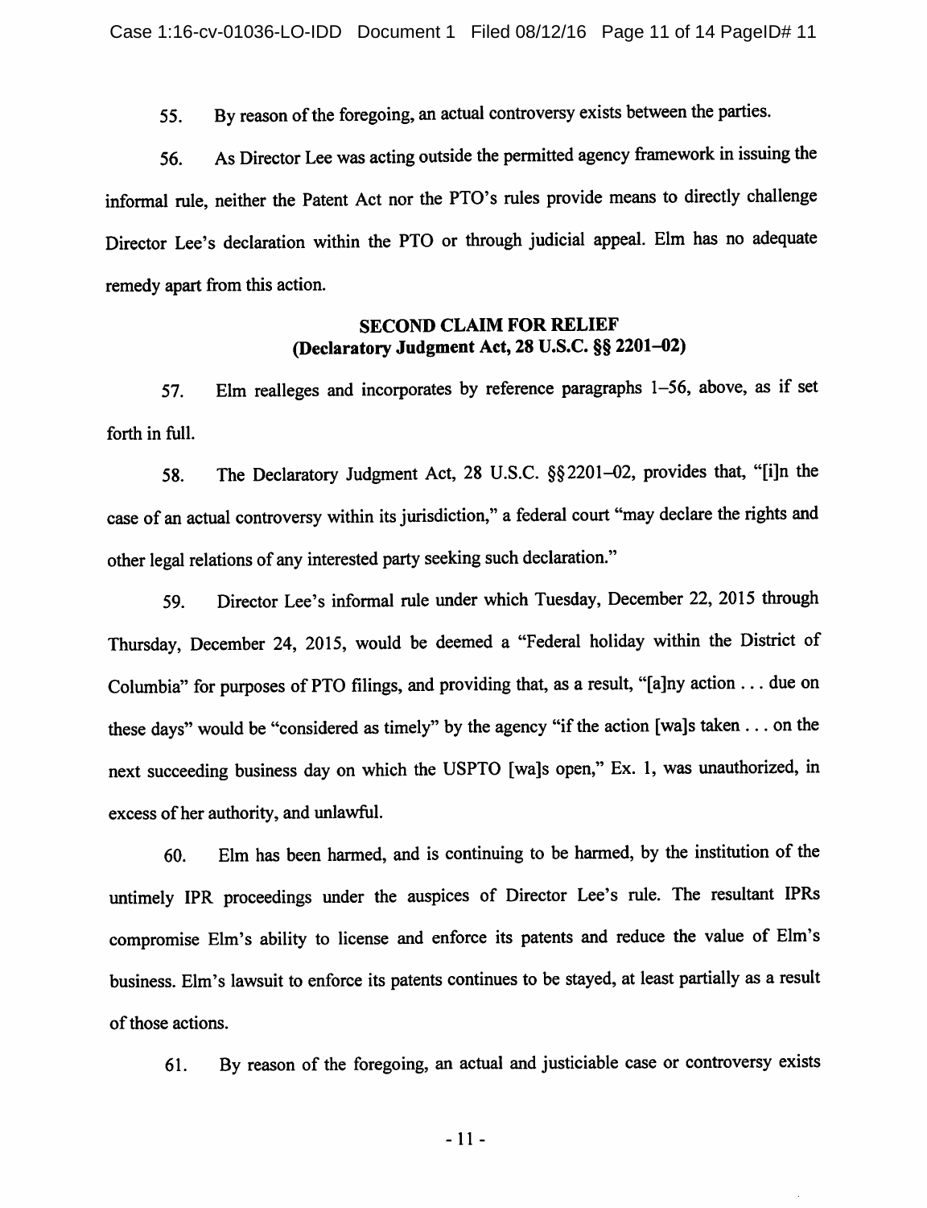55. By reason of the foregoing, an actual controversy exists between the parties.

56. As Director Lee was acting outside the permitted agency framework in issuing the informal rule, neither the Patent Act nor the PTO's rules provide means to directly challenge Director Lee's declaration within the PTO or through judicial appeal. Elm has no adequate remedy apart from this action.

**SECOND CLAIM FOR RELIEF**
**(Declaratory Judgment Act, 28 U.S.C. §§ 2201–02)**

57. Elm realleges and incorporates by reference paragraphs 1–56, above, as if set forth in full.

58. The Declaratory Judgment Act, 28 U.S.C. §§2201–02, provides that, "[i]n the case of an actual controversy within its jurisdiction," a federal court "may declare the rights and other legal relations of any interested party seeking such declaration."

59. Director Lee's informal rule under which Tuesday, December 22, 2015 through Thursday, December 24, 2015, would be deemed a "Federal holiday within the District of Columbia" for purposes of PTO filings, and providing that, as a result, "[a]ny action . . . due on these days" would be "considered as timely" by the agency "if the action [wa]s taken . . . on the next succeeding business day on which the USPTO [wa]s open," Ex. 1, was unauthorized, in excess of her authority, and unlawful.

60. Elm has been harmed, and is continuing to be harmed, by the institution of the untimely IPR proceedings under the auspices of Director Lee's rule. The resultant IPRs compromise Elm's ability to license and enforce its patents and reduce the value of Elm's business. Elm's lawsuit to enforce its patents continues to be stayed, at least partially as a result of those actions.

61. By reason of the foregoing, an actual and justiciable case or controversy exists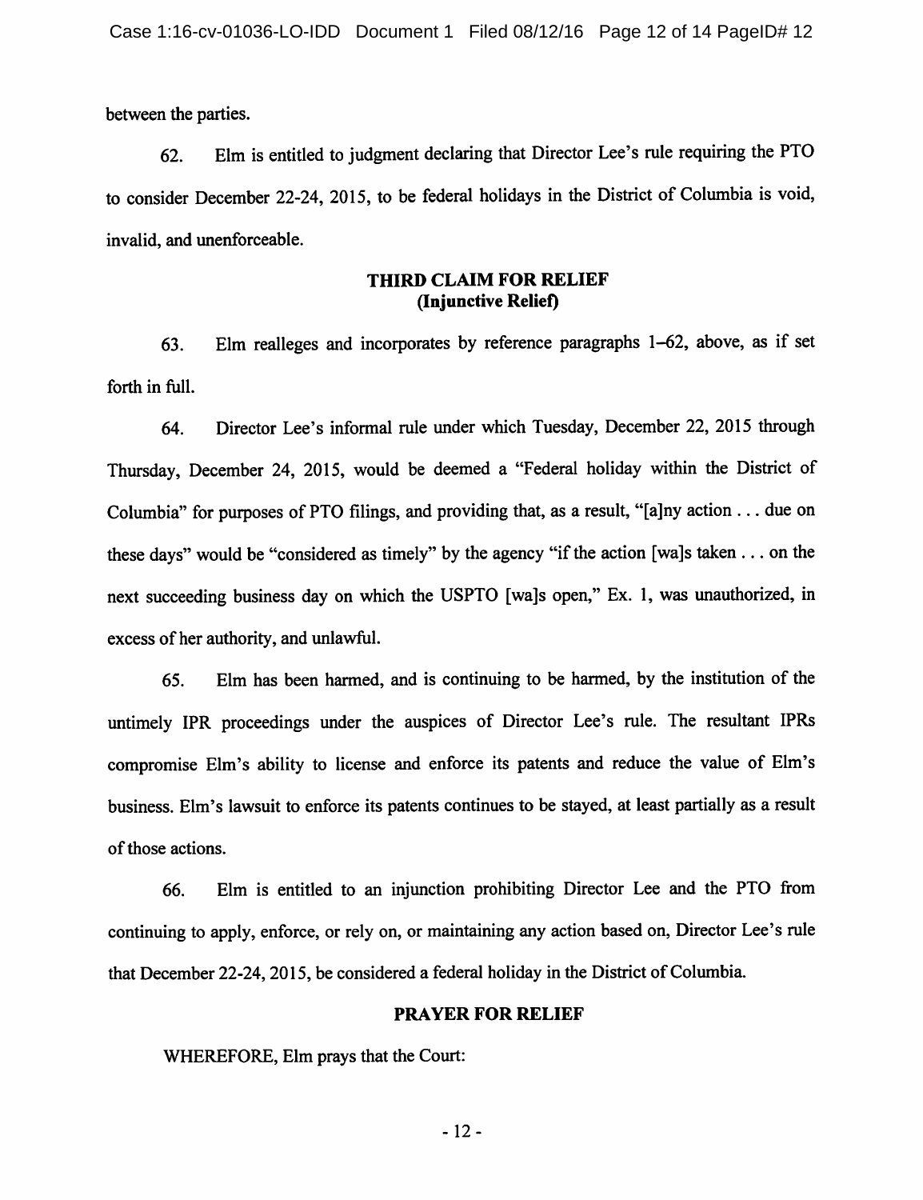between the parties.

62. Elm is entitled to judgment declaring that Director Lee's rule requiring the PTO to consider December 22-24, 2015, to be federal holidays in the District of Columbia is void, invalid, and unenforceable.

### THIRD CLAIM FOR RELIEF
### (Injunctive Relief)

63. Elm realleges and incorporates by reference paragraphs 1–62, above, as if set forth in full.

64. Director Lee's informal rule under which Tuesday, December 22, 2015 through Thursday, December 24, 2015, would be deemed a "Federal holiday within the District of Columbia" for purposes of PTO filings, and providing that, as a result, "[a]ny action . . . due on these days" would be "considered as timely" by the agency "if the action [wa]s taken . . . on the next succeeding business day on which the USPTO [wa]s open," Ex. 1, was unauthorized, in excess of her authority, and unlawful.

65. Elm has been harmed, and is continuing to be harmed, by the institution of the untimely IPR proceedings under the auspices of Director Lee's rule. The resultant IPRs compromise Elm's ability to license and enforce its patents and reduce the value of Elm's business. Elm's lawsuit to enforce its patents continues to be stayed, at least partially as a result of those actions.

66. Elm is entitled to an injunction prohibiting Director Lee and the PTO from continuing to apply, enforce, or rely on, or maintaining any action based on, Director Lee's rule that December 22-24, 2015, be considered a federal holiday in the District of Columbia.

### PRAYER FOR RELIEF

WHEREFORE, Elm prays that the Court: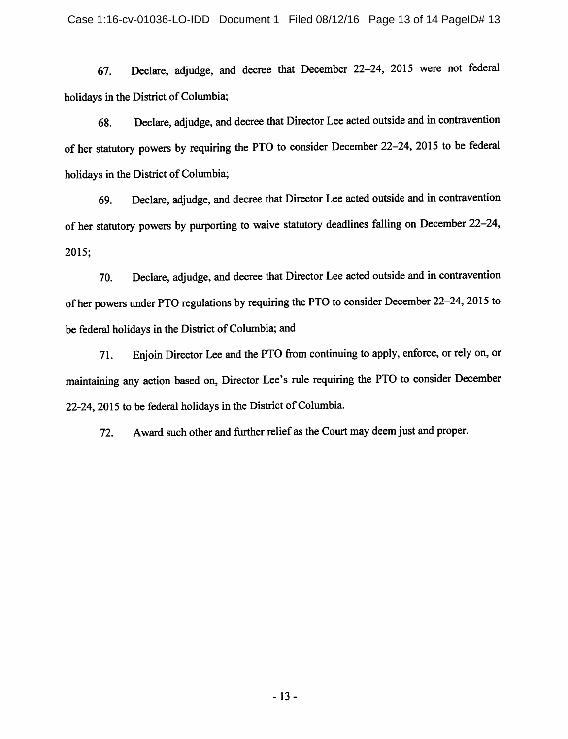67. Declare, adjudge, and decree that December 22–24, 2015 were not federal holidays in the District of Columbia;

68. Declare, adjudge, and decree that Director Lee acted outside and in contravention of her statutory powers by requiring the PTO to consider December 22–24, 2015 to be federal holidays in the District of Columbia;

69. Declare, adjudge, and decree that Director Lee acted outside and in contravention of her statutory powers by purporting to waive statutory deadlines falling on December 22–24, 2015;

70. Declare, adjudge, and decree that Director Lee acted outside and in contravention of her powers under PTO regulations by requiring the PTO to consider December 22–24, 2015 to be federal holidays in the District of Columbia; and

71. Enjoin Director Lee and the PTO from continuing to apply, enforce, or rely on, or maintaining any action based on, Director Lee's rule requiring the PTO to consider December 22-24, 2015 to be federal holidays in the District of Columbia.

72. Award such other and further relief as the Court may deem just and proper.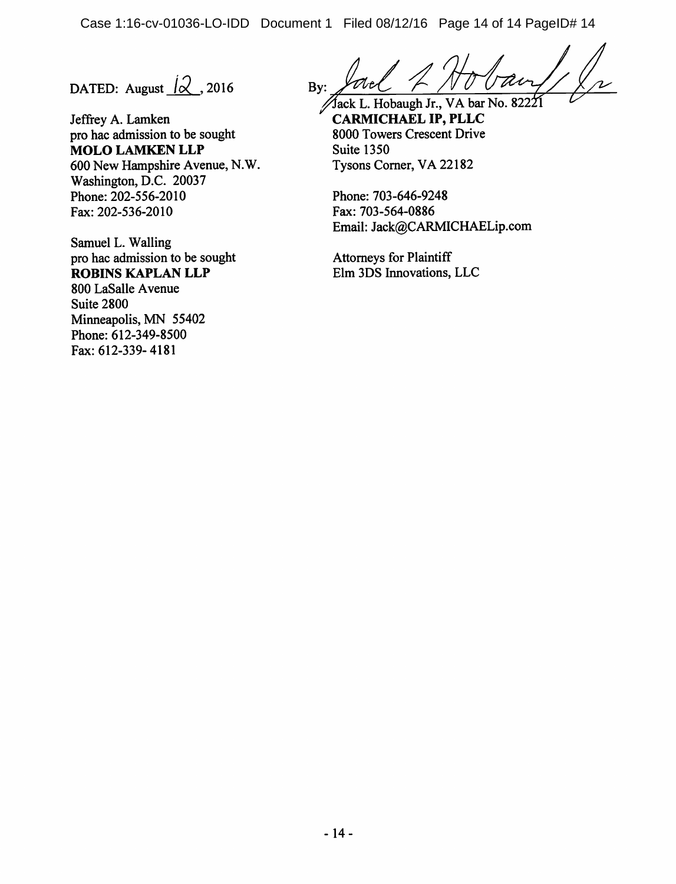DATED: August 12, 2016

By: /Jack L. Hobaugh Jr./

Jack L. Hobaugh Jr., VA bar No. 82221
**CARMICHAEL IP, PLLC**
8000 Towers Crescent Drive
Suite 1350
Tysons Corner, VA 22182

Phone: 703-646-9248
Fax: 703-564-0886
Email: Jack@CARMICHAELip.com

Attorneys for Plaintiff
Elm 3DS Innovations, LLC

Jeffrey A. Lamken
pro hac admission to be sought
**MOLO LAMKEN LLP**
600 New Hampshire Avenue, N.W.
Washington, D.C. 20037
Phone: 202-556-2010
Fax: 202-536-2010

Samuel L. Walling
pro hac admission to be sought
**ROBINS KAPLAN LLP**
800 LaSalle Avenue
Suite 2800
Minneapolis, MN 55402
Phone: 612-349-8500
Fax: 612-339- 4181